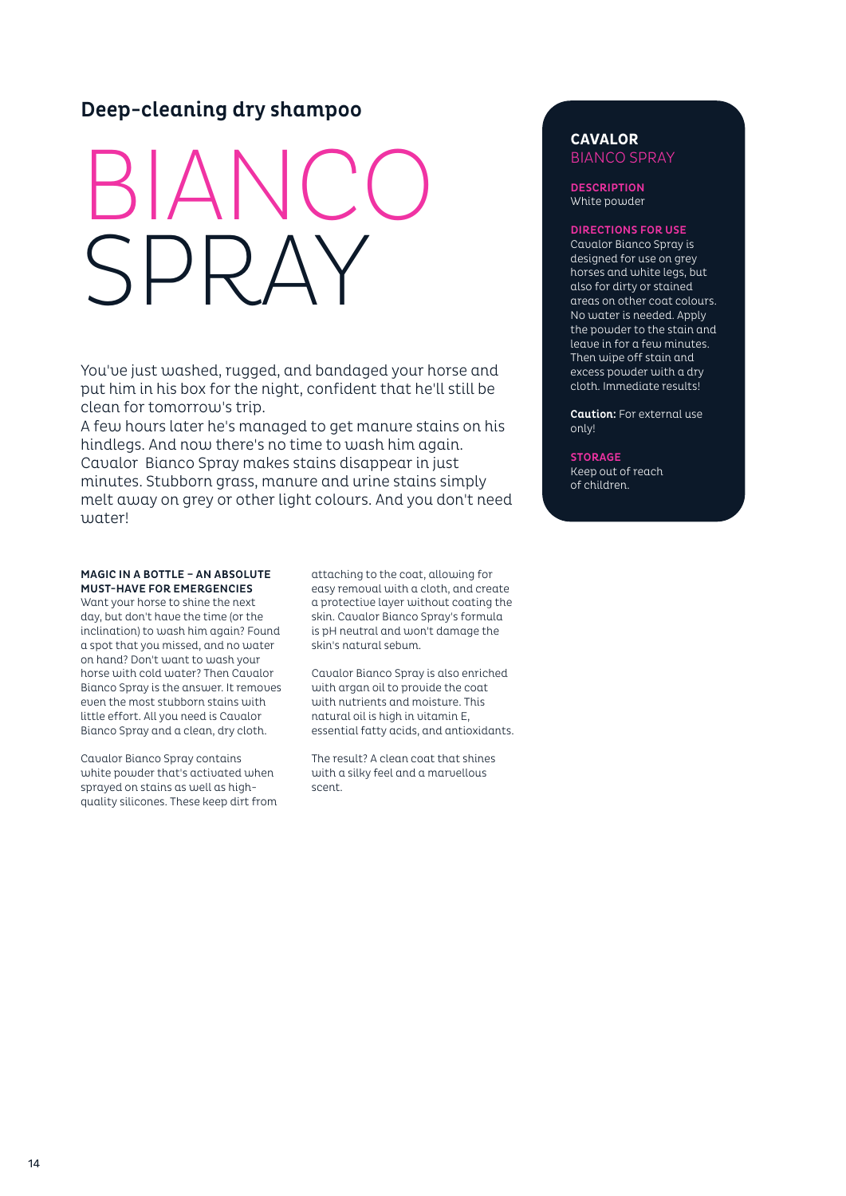## Deep-cleaning dry shampoo

# BIANCO SPRAY

You've just washed, rugged, and bandaged your horse and put him in his box for the night, confident that he'll still be clean for tomorrow's trip.
A few hours later he's managed to get manure stains on his hindlegs. And now there's no time to wash him again. Cavalor Bianco Spray makes stains disappear in just minutes. Stubborn grass, manure and urine stains simply melt away on grey or other light colours. And you don't need water!

**MAGIC IN A BOTTLE – AN ABSOLUTE MUST-HAVE FOR EMERGENCIES**

Want your horse to shine the next day, but don't have the time (or the inclination) to wash him again? Found a spot that you missed, and no water on hand? Don't want to wash your horse with cold water? Then Cavalor Bianco Spray is the answer. It removes even the most stubborn stains with little effort. All you need is Cavalor Bianco Spray and a clean, dry cloth.

Cavalor Bianco Spray contains white powder that's activated when sprayed on stains as well as high-quality silicones. These keep dirt from attaching to the coat, allowing for easy removal with a cloth, and create a protective layer without coating the skin. Cavalor Bianco Spray's formula is pH neutral and won't damage the skin's natural sebum.

Cavalor Bianco Spray is also enriched with argan oil to provide the coat with nutrients and moisture. This natural oil is high in vitamin E, essential fatty acids, and antioxidants.

The result? A clean coat that shines with a silky feel and a marvellous scent.

### CAVALOR BIANCO SPRAY

**DESCRIPTION**
White powder

**DIRECTIONS FOR USE**
Cavalor Bianco Spray is designed for use on grey horses and white legs, but also for dirty or stained areas on other coat colours. No water is needed. Apply the powder to the stain and leave in for a few minutes. Then wipe off stain and excess powder with a dry cloth. Immediate results!

**Caution:** For external use only!

**STORAGE**
Keep out of reach of children.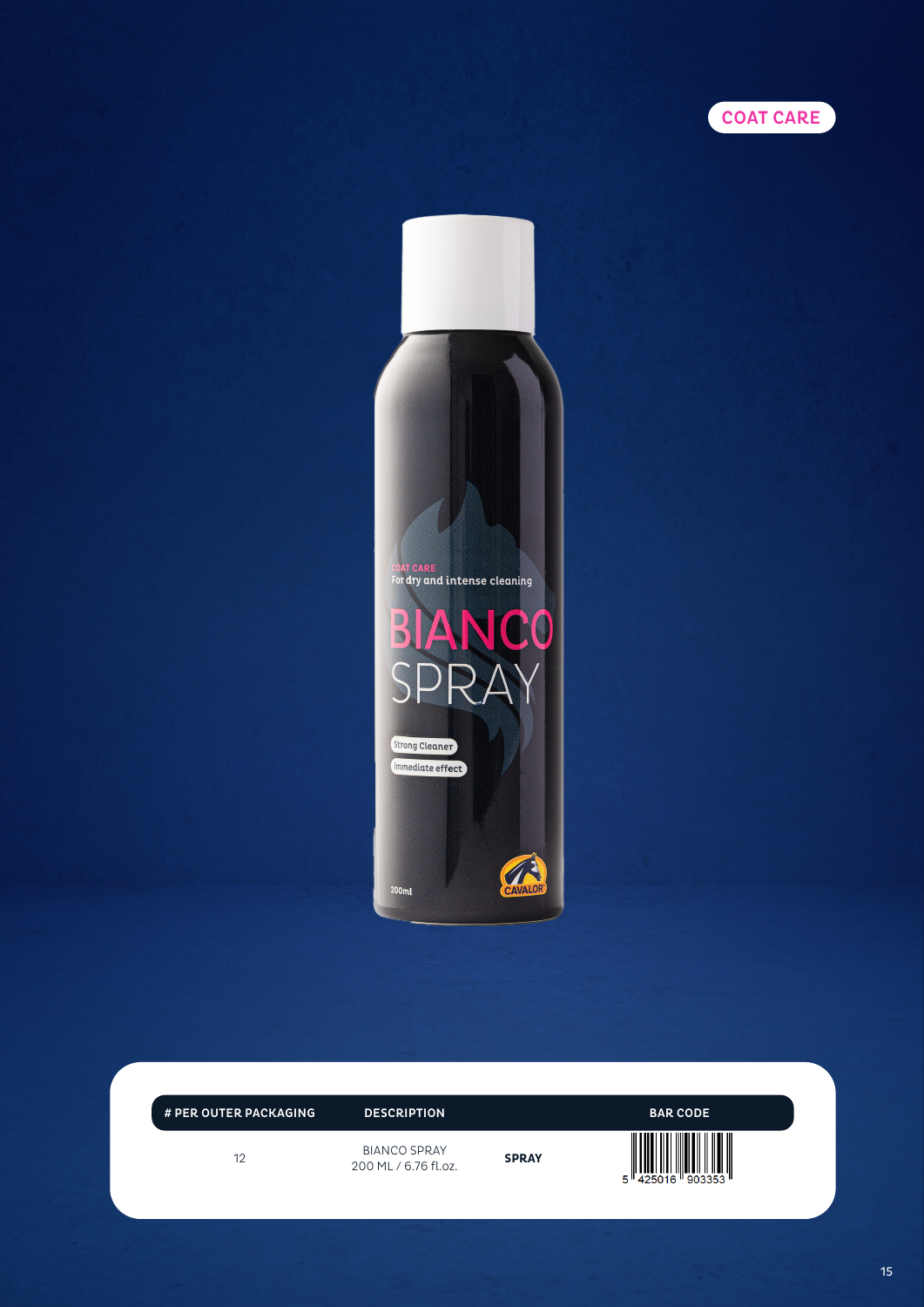COAT CARE

| # PER OUTER PACKAGING | DESCRIPTION | | BAR CODE |
|---|---|---|---|
| 12 | BIANCO SPRAY 200 ML / 6.76 fl.oz. | **SPRAY** | 5 425016 903353 |